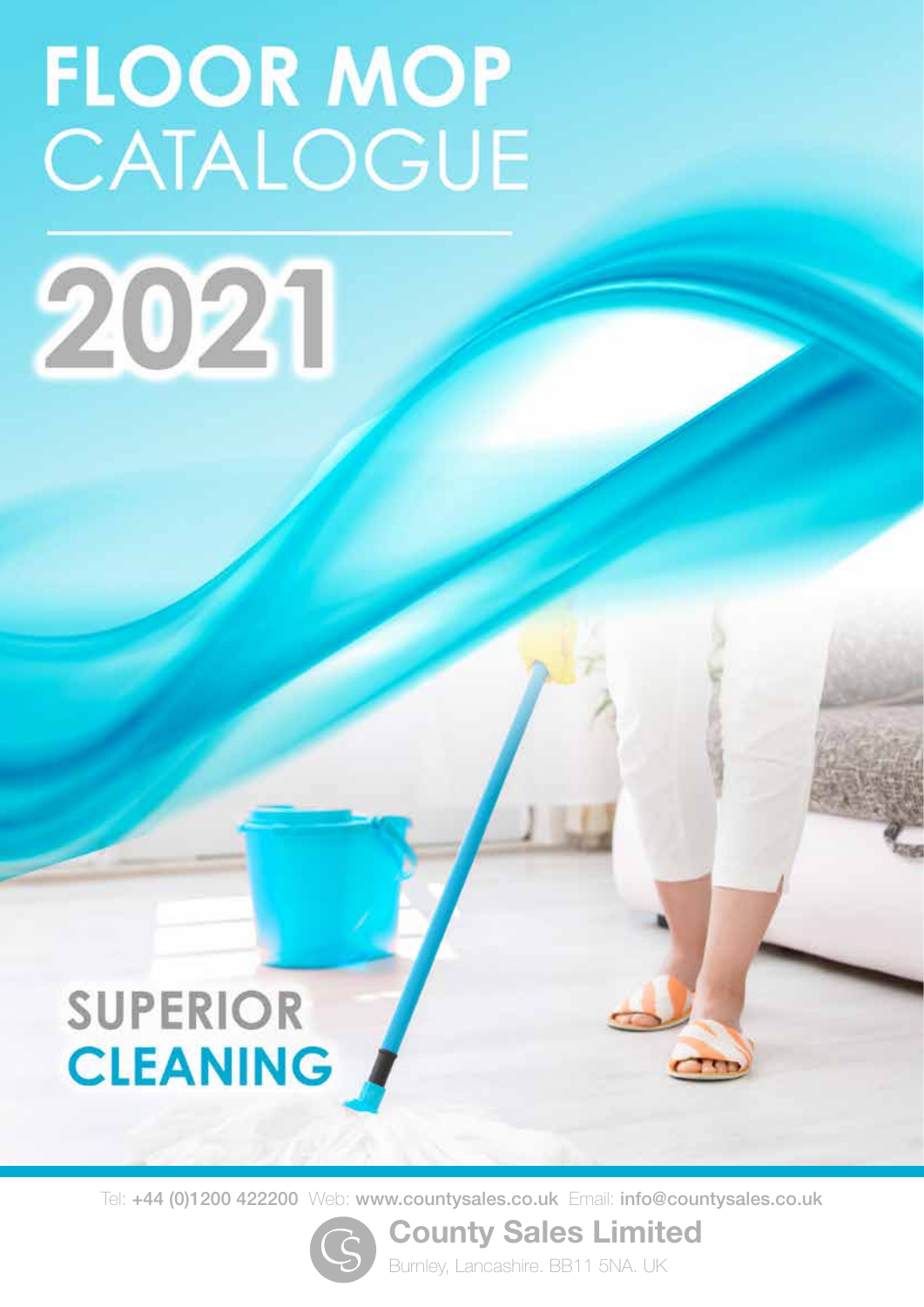# FLOOR MOP CATALOGUE

# 2021

## SUPERIOR CLEANING

Tel: **+44 (0)1200 422200** Web: **www.countysales.co.uk** Email: **info@countysales.co.uk**

**County Sales Limited**

Burnley, Lancashire. BB11 5NA. UK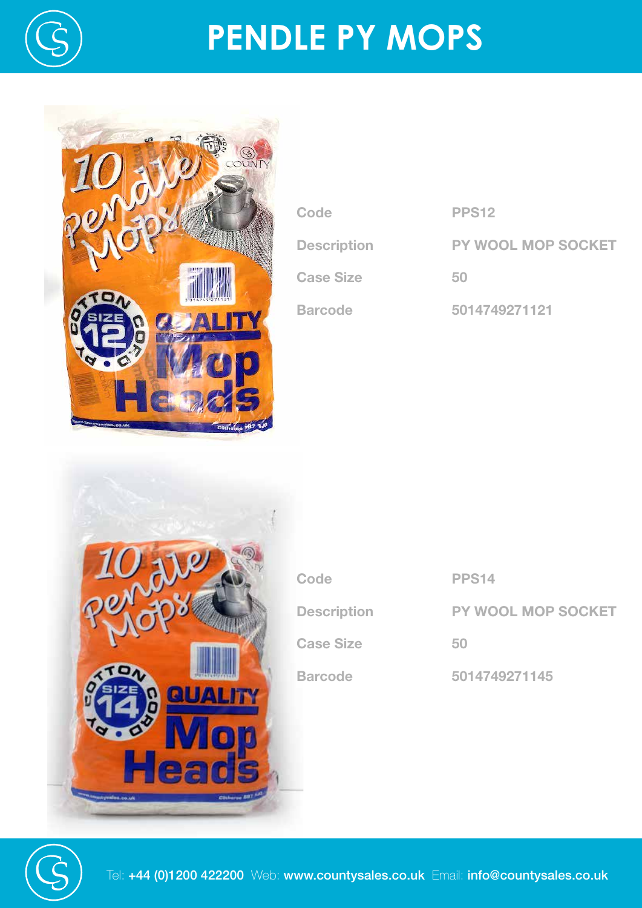# PENDLE PY MOPS

| | |
|---|---|
| Code | PPS12 |
| Description | PY WOOL MOP SOCKET |
| Case Size | 50 |
| Barcode | 5014749271121 |

| | |
|---|---|
| Code | PPS14 |
| Description | PY WOOL MOP SOCKET |
| Case Size | 50 |
| Barcode | 5014749271145 |

Tel: **+44 (0)1200 422200** Web: **www.countysales.co.uk** Email: **info@countysales.co.uk**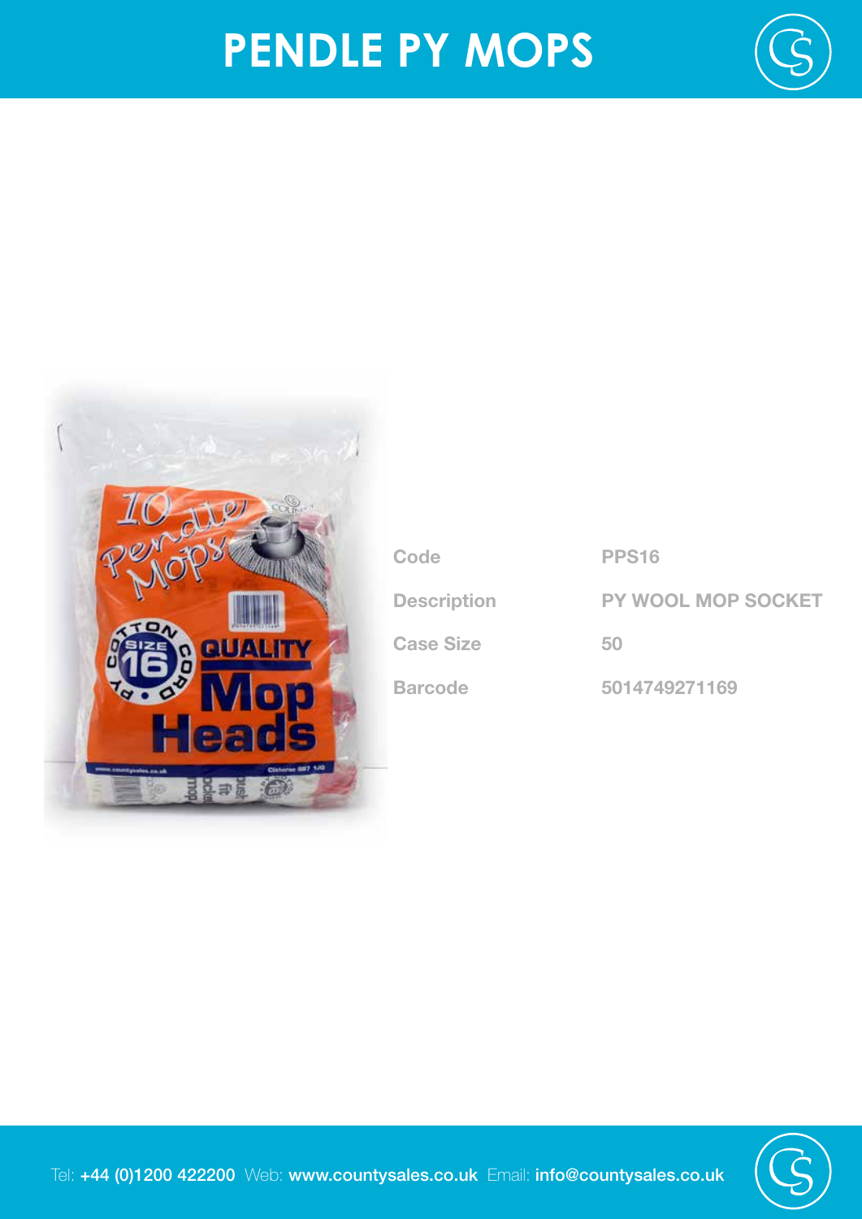# PENDLE PY MOPS

| | |
|---|---|
| Code | PPS16 |
| Description | PY WOOL MOP SOCKET |
| Case Size | 50 |
| Barcode | 5014749271169 |

Tel: **+44 (0)1200 422200** Web: **www.countysales.co.uk** Email: **info@countysales.co.uk**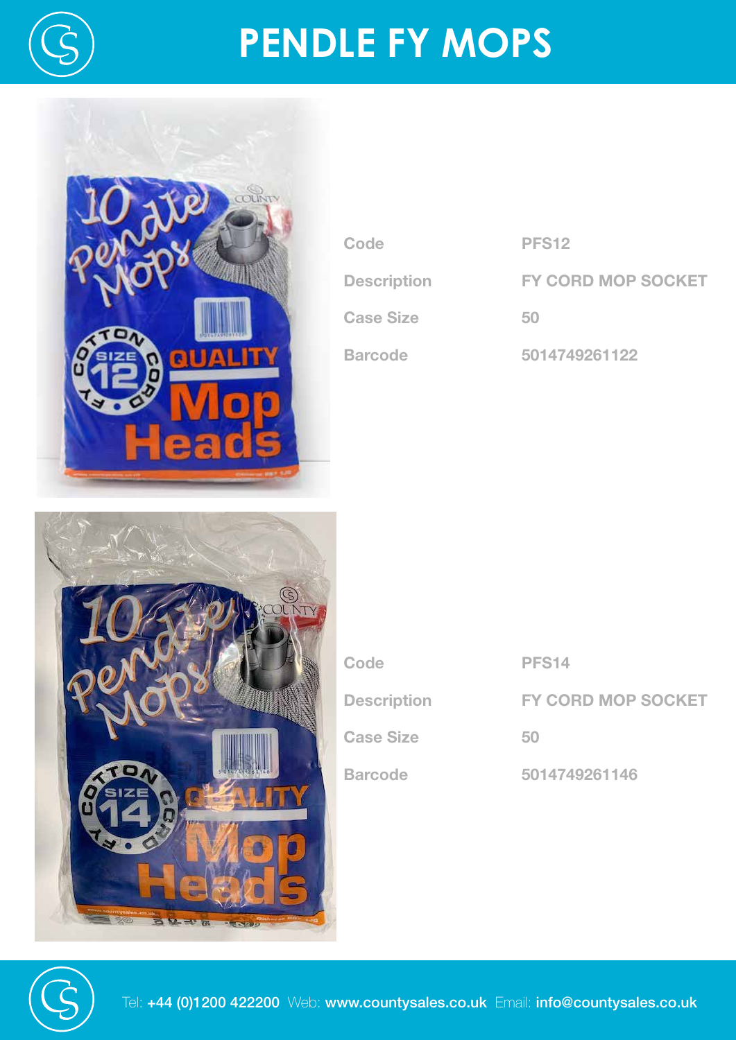# PENDLE FY MOPS

| Code | PFS12 |
| --- | --- |
| Description | FY CORD MOP SOCKET |
| Case Size | 50 |
| Barcode | 5014749261122 |

| Code | PFS14 |
| --- | --- |
| Description | FY CORD MOP SOCKET |
| Case Size | 50 |
| Barcode | 5014749261146 |

Tel: **+44 (0)1200 422200** Web: **www.countysales.co.uk** Email: **info@countysales.co.uk**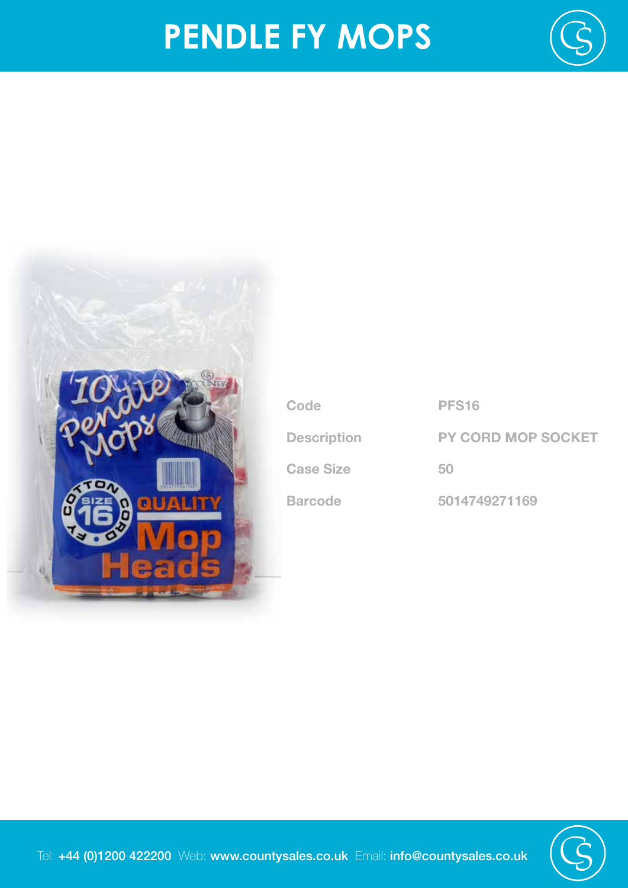# PENDLE FY MOPS

| Code | PFS16 |
|---|---|
| Description | PY CORD MOP SOCKET |
| Case Size | 50 |
| Barcode | 5014749271169 |

Tel: +44 (0)1200 422200 Web: www.countysales.co.uk Email: info@countysales.co.uk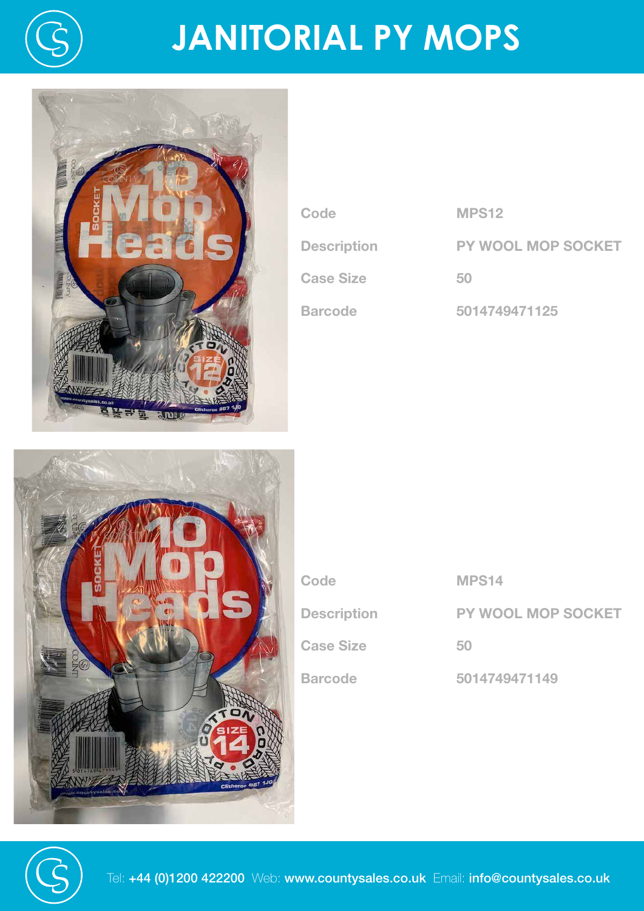# JANITORIAL PY MOPS

| | |
|---|---|
| Code | MPS12 |
| Description | PY WOOL MOP SOCKET |
| Case Size | 50 |
| Barcode | 5014749471125 |

| | |
|---|---|
| Code | MPS14 |
| Description | PY WOOL MOP SOCKET |
| Case Size | 50 |
| Barcode | 5014749471149 |

Tel: **+44 (0)1200 422200** Web: **www.countysales.co.uk** Email: **info@countysales.co.uk**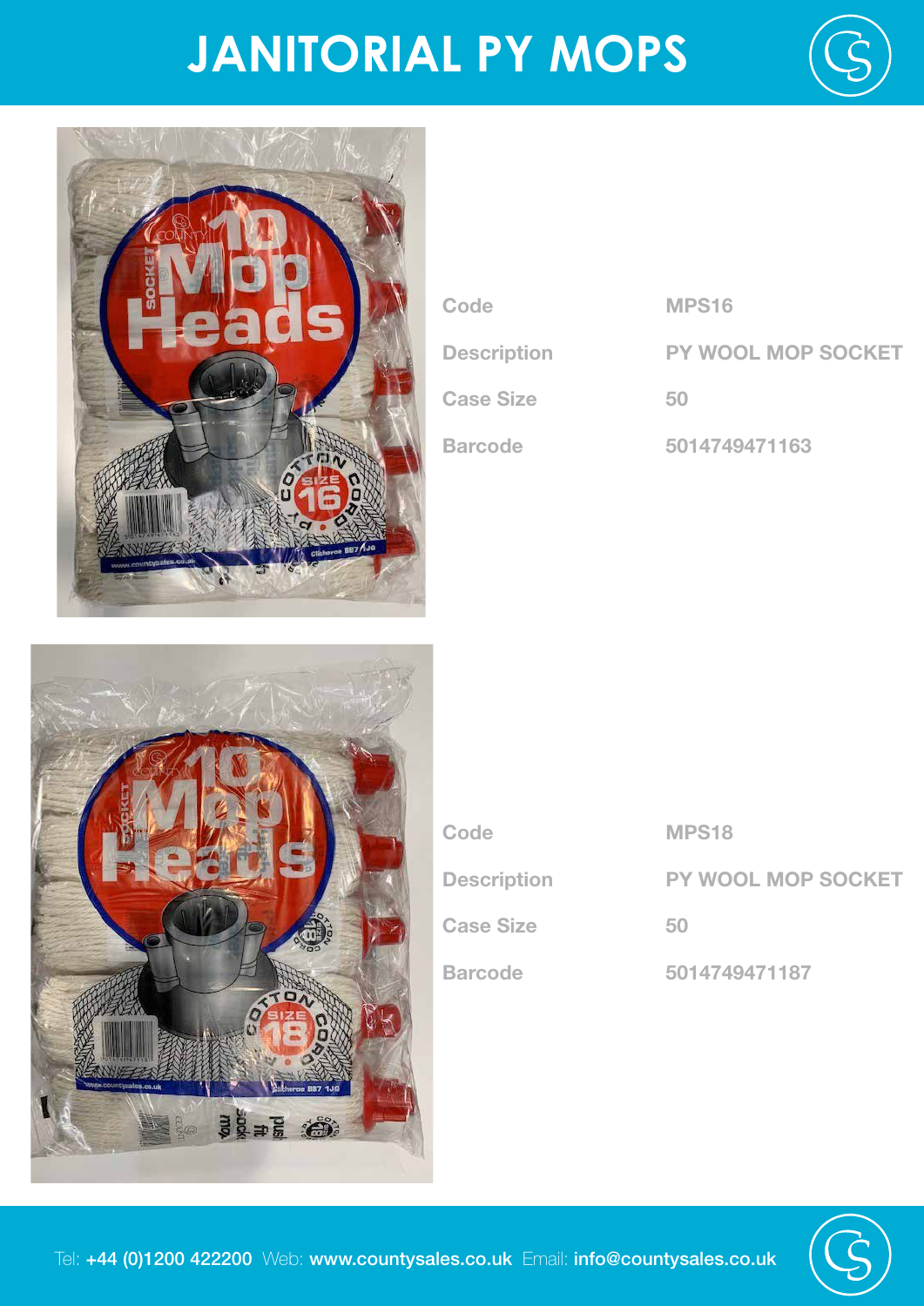# JANITORIAL PY MOPS

| | |
|---|---|
| Code | MPS16 |
| Description | PY WOOL MOP SOCKET |
| Case Size | 50 |
| Barcode | 5014749471163 |

| | |
|---|---|
| Code | MPS18 |
| Description | PY WOOL MOP SOCKET |
| Case Size | 50 |
| Barcode | 5014749471187 |

Tel: **+44 (0)1200 422200** Web: **www.countysales.co.uk** Email: **info@countysales.co.uk**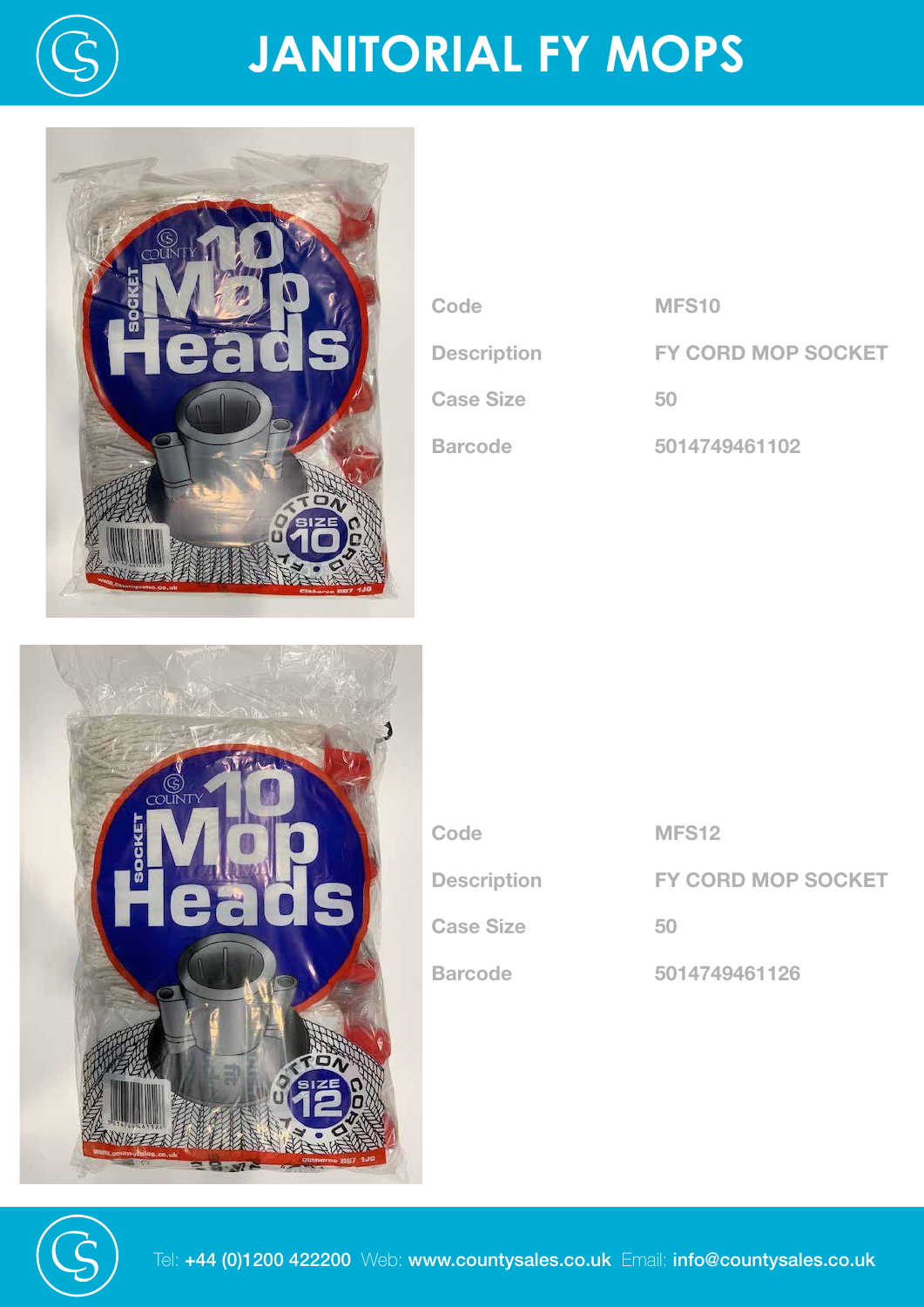# JANITORIAL FY MOPS

| Code | MFS10 |
| --- | --- |
| Description | FY CORD MOP SOCKET |
| Case Size | 50 |
| Barcode | 5014749461102 |

| Code | MFS12 |
| --- | --- |
| Description | FY CORD MOP SOCKET |
| Case Size | 50 |
| Barcode | 5014749461126 |

Tel: **+44 (0)1200 422200** Web: **www.countysales.co.uk** Email: **info@countysales.co.uk**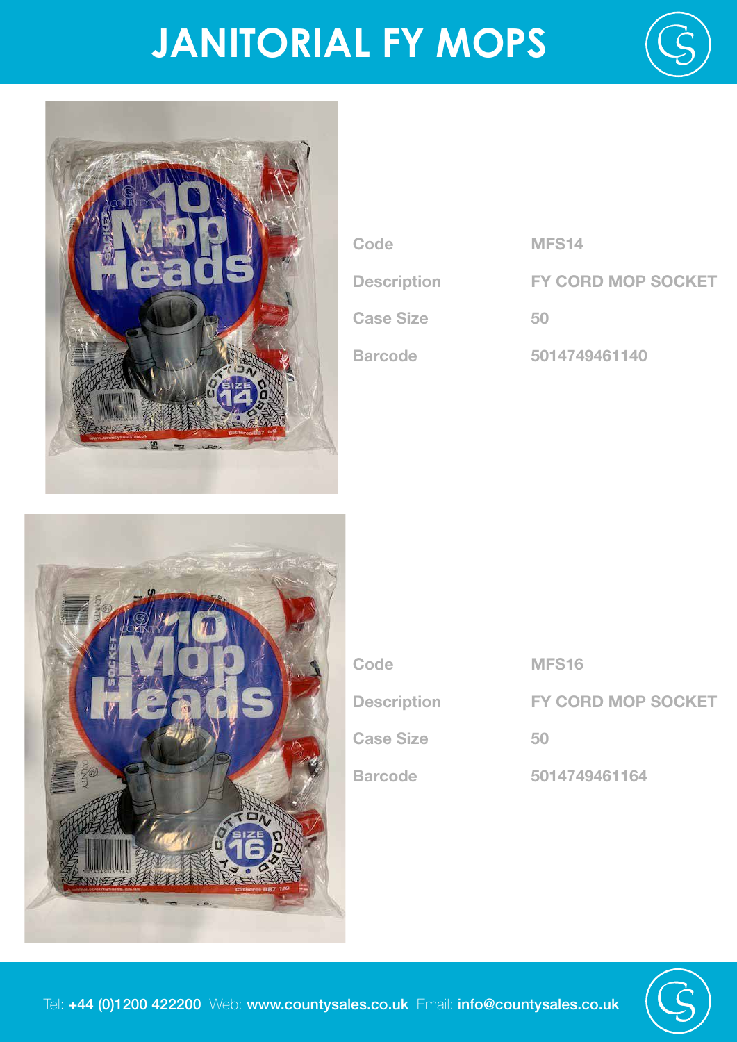# JANITORIAL FY MOPS

| | |
|---|---|
| Code | MFS14 |
| Description | FY CORD MOP SOCKET |
| Case Size | 50 |
| Barcode | 5014749461140 |

| | |
|---|---|
| Code | MFS16 |
| Description | FY CORD MOP SOCKET |
| Case Size | 50 |
| Barcode | 5014749461164 |

Tel: **+44 (0)1200 422200** Web: **www.countysales.co.uk** Email: **info@countysales.co.uk**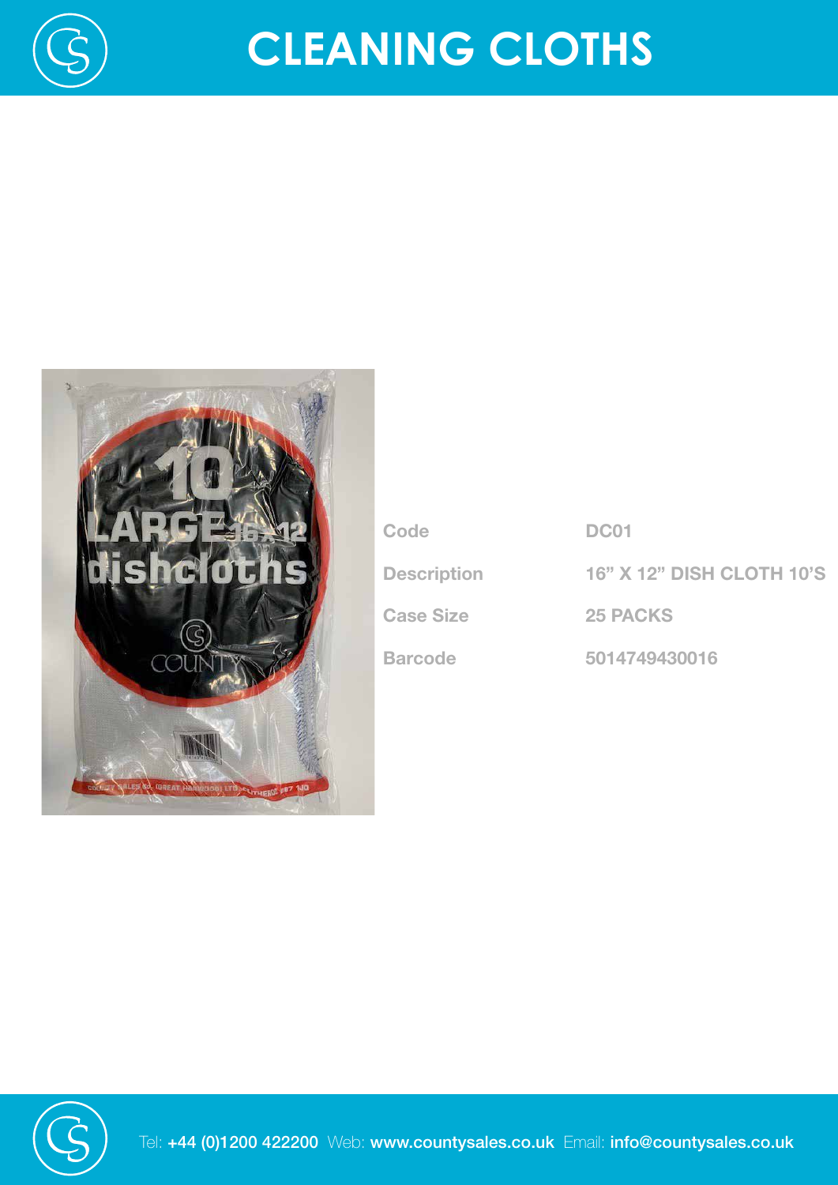# CLEANING CLOTHS

| Code | DC01 |
|---|---|
| Description | 16" X 12" DISH CLOTH 10'S |
| Case Size | 25 PACKS |
| Barcode | 5014749430016 |

Tel: +44 (0)1200 422200 Web: www.countysales.co.uk Email: info@countysales.co.uk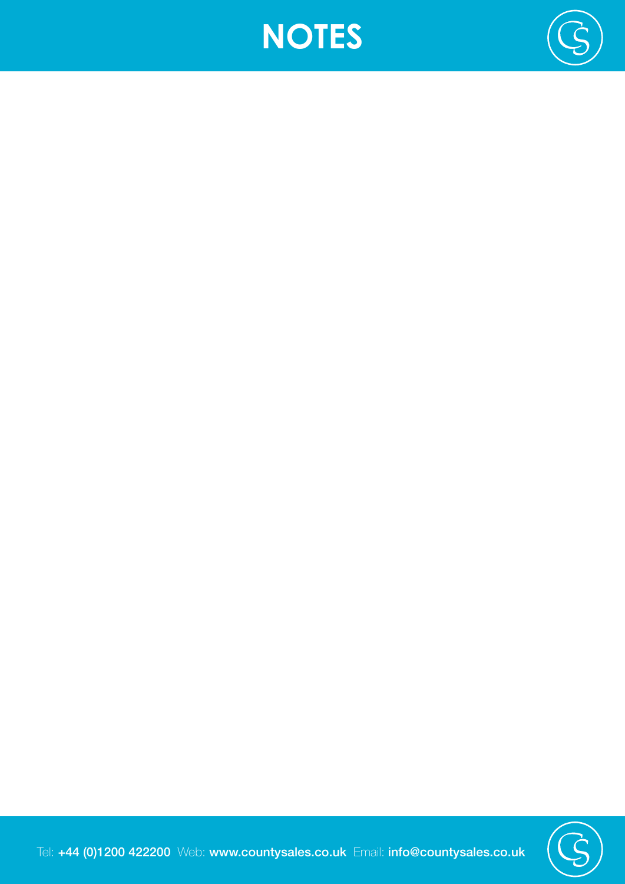# NOTES

Tel: **+44 (0)1200 422200** Web: **www.countysales.co.uk** Email: **info@countysales.co.uk**